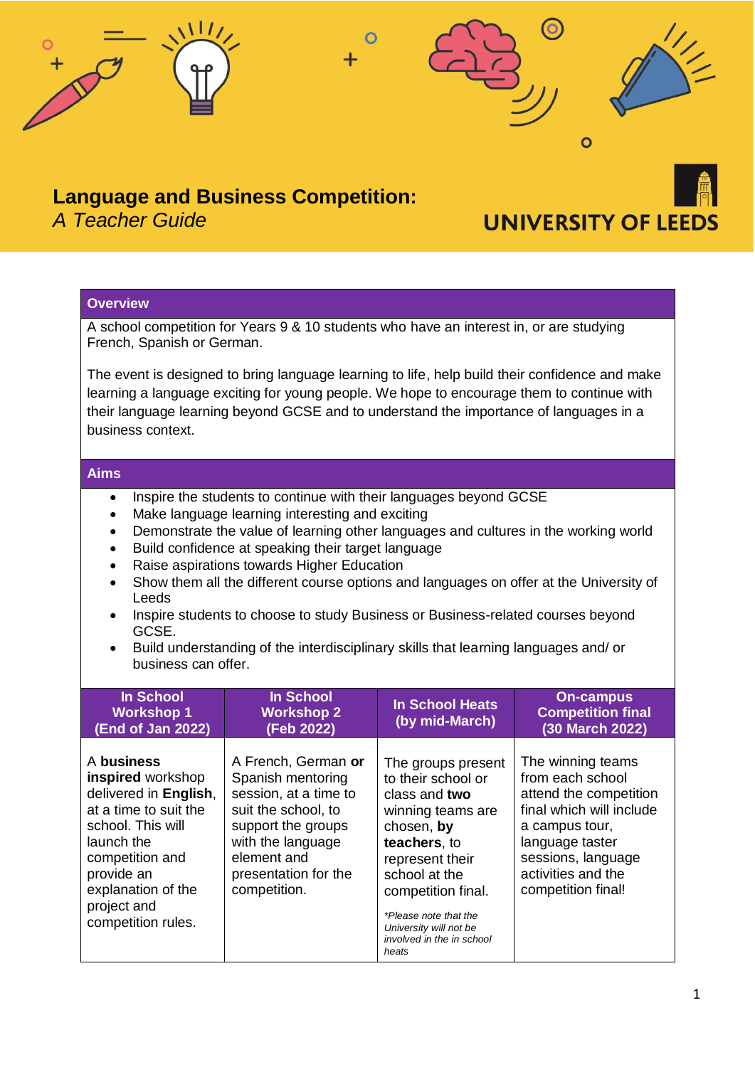# Language and Business Competition:

*A Teacher Guide*

UNIVERSITY OF LEEDS

## Overview

A school competition for Years 9 & 10 students who have an interest in, or are studying French, Spanish or German.

The event is designed to bring language learning to life, help build their confidence and make learning a language exciting for young people. We hope to encourage them to continue with their language learning beyond GCSE and to understand the importance of languages in a business context.

## Aims

- Inspire the students to continue with their languages beyond GCSE
- Make language learning interesting and exciting
- Demonstrate the value of learning other languages and cultures in the working world
- Build confidence at speaking their target language
- Raise aspirations towards Higher Education
- Show them all the different course options and languages on offer at the University of Leeds
- Inspire students to choose to study Business or Business-related courses beyond GCSE.
- Build understanding of the interdisciplinary skills that learning languages and/ or business can offer.

| In School Workshop 1 (End of Jan 2022) | In School Workshop 2 (Feb 2022) | In School Heats (by mid-March) | On-campus Competition final (30 March 2022) |
|---|---|---|---|
| A **business inspired** workshop delivered in **English**, at a time to suit the school. This will launch the competition and provide an explanation of the project and competition rules. | A French, German **or** Spanish mentoring session, at a time to suit the school, to support the groups with the language element and presentation for the competition. | The groups present to their school or class and **two** winning teams are chosen, **by teachers**, to represent their school at the competition final. *\*Please note that the University will not be involved in the in school heats* | The winning teams from each school attend the competition final which will include a campus tour, language taster sessions, language activities and the competition final! |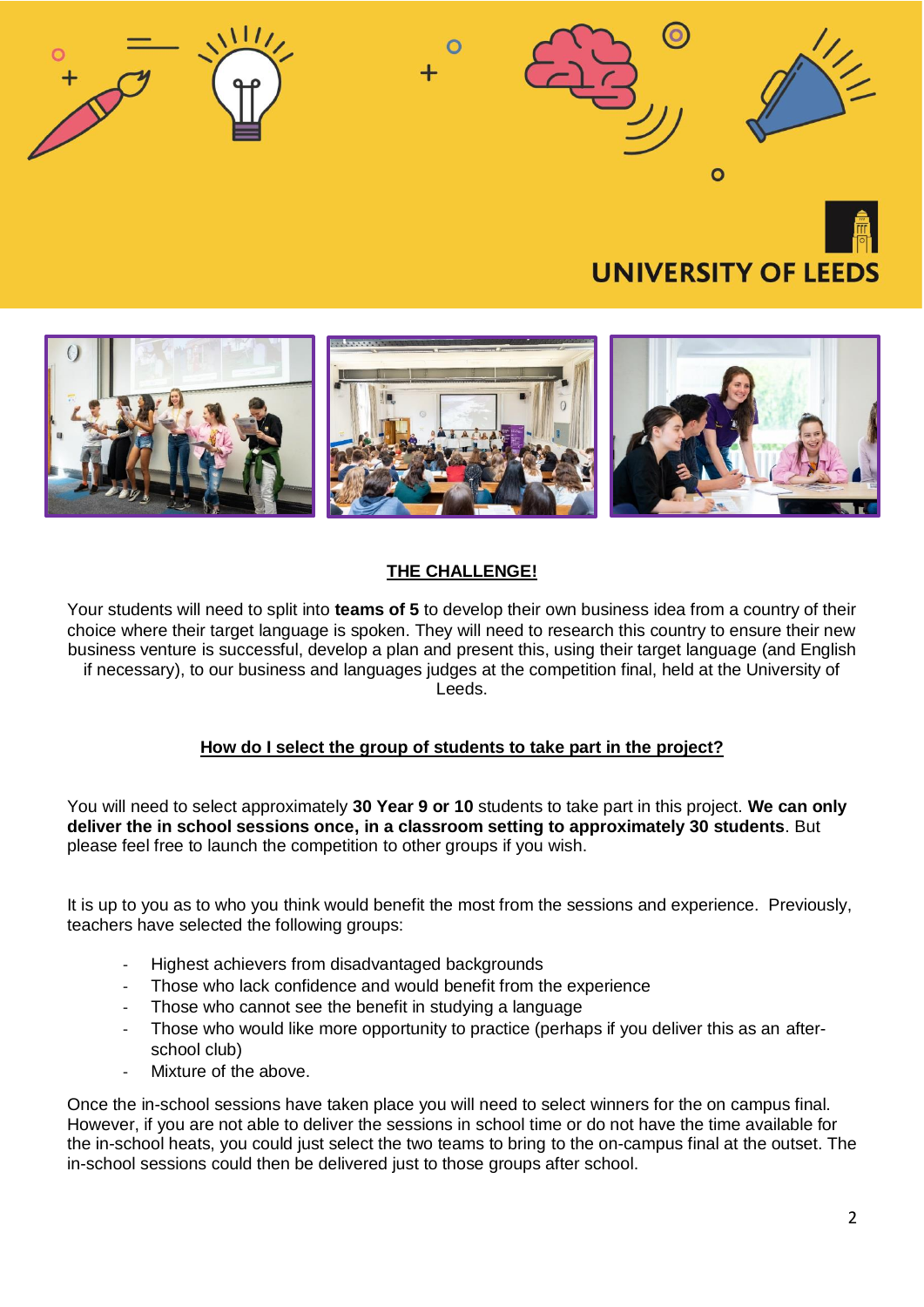## THE CHALLENGE!

Your students will need to split into **teams of 5** to develop their own business idea from a country of their choice where their target language is spoken. They will need to research this country to ensure their new business venture is successful, develop a plan and present this, using their target language (and English if necessary), to our business and languages judges at the competition final, held at the University of Leeds.

## How do I select the group of students to take part in the project?

You will need to select approximately **30 Year 9 or 10** students to take part in this project. **We can only deliver the in school sessions once, in a classroom setting to approximately 30 students**. But please feel free to launch the competition to other groups if you wish.

It is up to you as to who you think would benefit the most from the sessions and experience. Previously, teachers have selected the following groups:

- Highest achievers from disadvantaged backgrounds
- Those who lack confidence and would benefit from the experience
- Those who cannot see the benefit in studying a language
- Those who would like more opportunity to practice (perhaps if you deliver this as an after-school club)
- Mixture of the above.

Once the in-school sessions have taken place you will need to select winners for the on campus final. However, if you are not able to deliver the sessions in school time or do not have the time available for the in-school heats, you could just select the two teams to bring to the on-campus final at the outset. The in-school sessions could then be delivered just to those groups after school.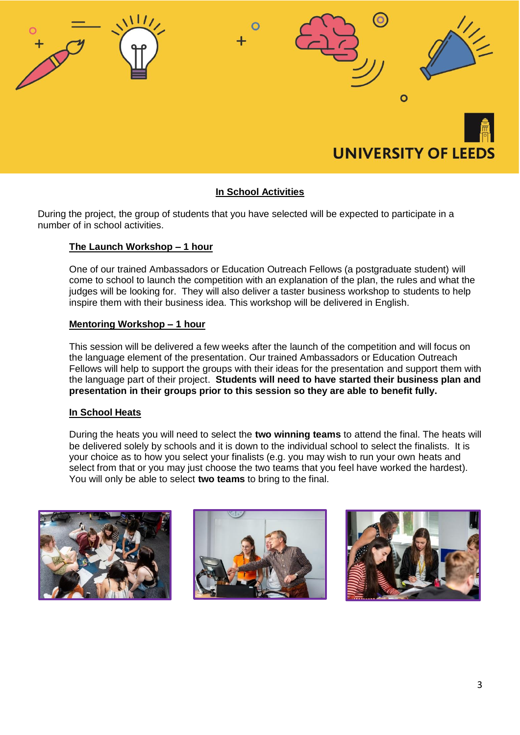## In School Activities

During the project, the group of students that you have selected will be expected to participate in a number of in school activities.

### The Launch Workshop – 1 hour

One of our trained Ambassadors or Education Outreach Fellows (a postgraduate student) will come to school to launch the competition with an explanation of the plan, the rules and what the judges will be looking for. They will also deliver a taster business workshop to students to help inspire them with their business idea. This workshop will be delivered in English.

### Mentoring Workshop – 1 hour

This session will be delivered a few weeks after the launch of the competition and will focus on the language element of the presentation. Our trained Ambassadors or Education Outreach Fellows will help to support the groups with their ideas for the presentation and support them with the language part of their project. **Students will need to have started their business plan and presentation in their groups prior to this session so they are able to benefit fully.**

### In School Heats

During the heats you will need to select the **two winning teams** to attend the final. The heats will be delivered solely by schools and it is down to the individual school to select the finalists. It is your choice as to how you select your finalists (e.g. you may wish to run your own heats and select from that or you may just choose the two teams that you feel have worked the hardest). You will only be able to select **two teams** to bring to the final.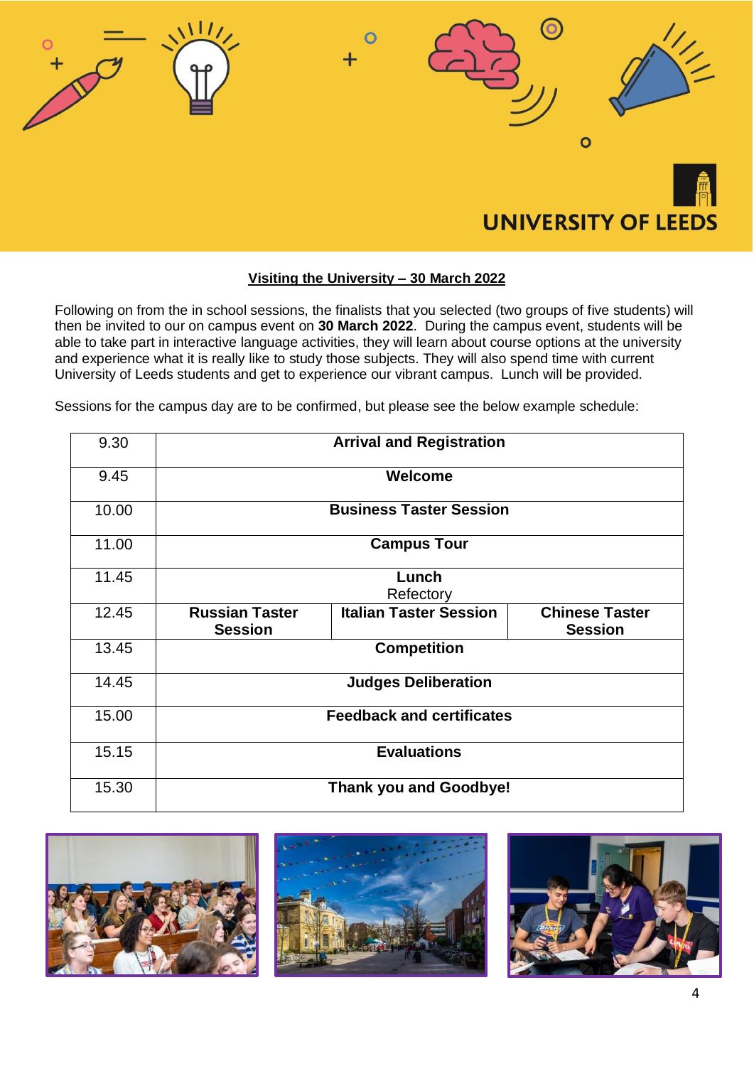UNIVERSITY OF LEEDS

## Visiting the University – 30 March 2022

Following on from the in school sessions, the finalists that you selected (two groups of five students) will then be invited to our on campus event on **30 March 2022**. During the campus event, students will be able to take part in interactive language activities, they will learn about course options at the university and experience what it is really like to study those subjects. They will also spend time with current University of Leeds students and get to experience our vibrant campus. Lunch will be provided.

Sessions for the campus day are to be confirmed, but please see the below example schedule:

| Time | | | |
|---|---|---|---|
| 9.30 | **Arrival and Registration** | | |
| 9.45 | **Welcome** | | |
| 10.00 | **Business Taster Session** | | |
| 11.00 | **Campus Tour** | | |
| 11.45 | **Lunch** Refectory | | |
| 12.45 | **Russian Taster Session** | **Italian Taster Session** | **Chinese Taster Session** |
| 13.45 | **Competition** | | |
| 14.45 | **Judges Deliberation** | | |
| 15.00 | **Feedback and certificates** | | |
| 15.15 | **Evaluations** | | |
| 15.30 | **Thank you and Goodbye!** | | |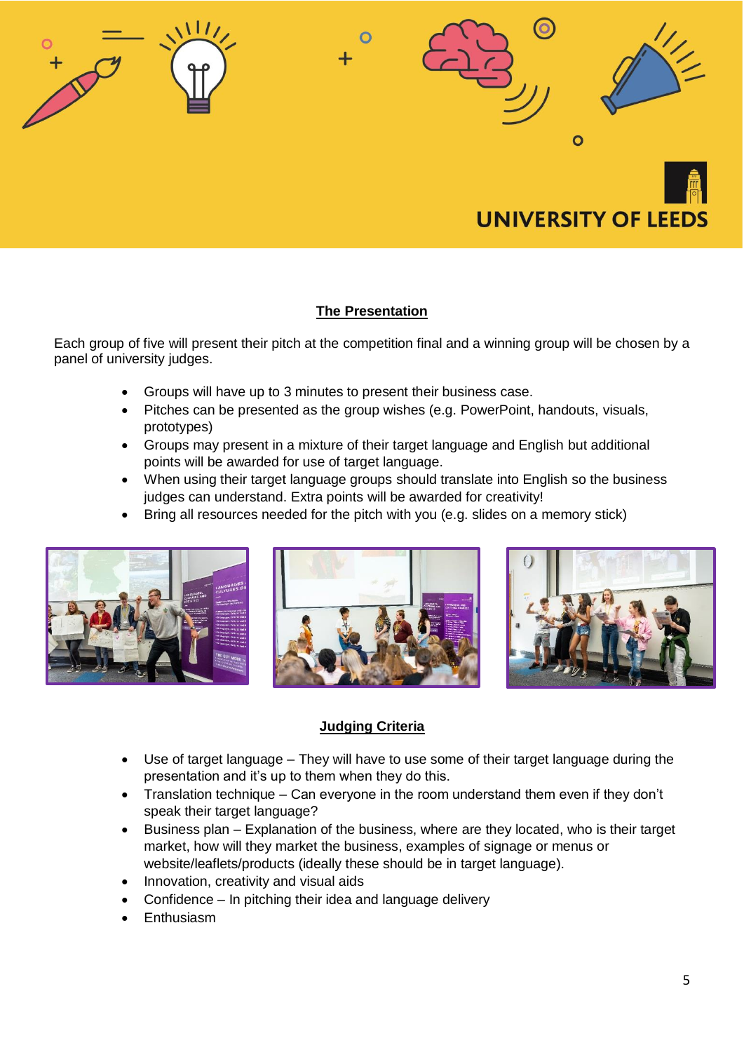## The Presentation

Each group of five will present their pitch at the competition final and a winning group will be chosen by a panel of university judges.

- Groups will have up to 3 minutes to present their business case.
- Pitches can be presented as the group wishes (e.g. PowerPoint, handouts, visuals, prototypes)
- Groups may present in a mixture of their target language and English but additional points will be awarded for use of target language.
- When using their target language groups should translate into English so the business judges can understand. Extra points will be awarded for creativity!
- Bring all resources needed for the pitch with you (e.g. slides on a memory stick)

## Judging Criteria

- Use of target language – They will have to use some of their target language during the presentation and it's up to them when they do this.
- Translation technique – Can everyone in the room understand them even if they don't speak their target language?
- Business plan – Explanation of the business, where are they located, who is their target market, how will they market the business, examples of signage or menus or website/leaflets/products (ideally these should be in target language).
- Innovation, creativity and visual aids
- Confidence – In pitching their idea and language delivery
- Enthusiasm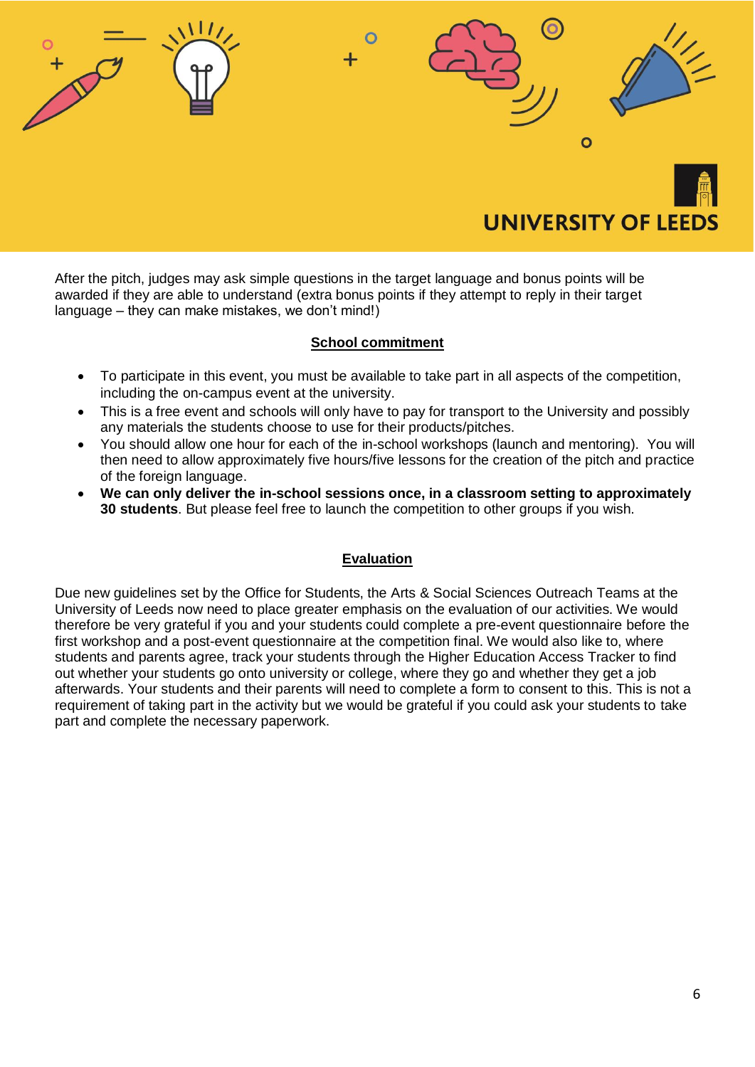After the pitch, judges may ask simple questions in the target language and bonus points will be awarded if they are able to understand (extra bonus points if they attempt to reply in their target language – they can make mistakes, we don't mind!)

## School commitment

- To participate in this event, you must be available to take part in all aspects of the competition, including the on-campus event at the university.
- This is a free event and schools will only have to pay for transport to the University and possibly any materials the students choose to use for their products/pitches.
- You should allow one hour for each of the in-school workshops (launch and mentoring). You will then need to allow approximately five hours/five lessons for the creation of the pitch and practice of the foreign language.
- **We can only deliver the in-school sessions once, in a classroom setting to approximately 30 students**. But please feel free to launch the competition to other groups if you wish.

## Evaluation

Due new guidelines set by the Office for Students, the Arts & Social Sciences Outreach Teams at the University of Leeds now need to place greater emphasis on the evaluation of our activities. We would therefore be very grateful if you and your students could complete a pre-event questionnaire before the first workshop and a post-event questionnaire at the competition final. We would also like to, where students and parents agree, track your students through the Higher Education Access Tracker to find out whether your students go onto university or college, where they go and whether they get a job afterwards. Your students and their parents will need to complete a form to consent to this. This is not a requirement of taking part in the activity but we would be grateful if you could ask your students to take part and complete the necessary paperwork.